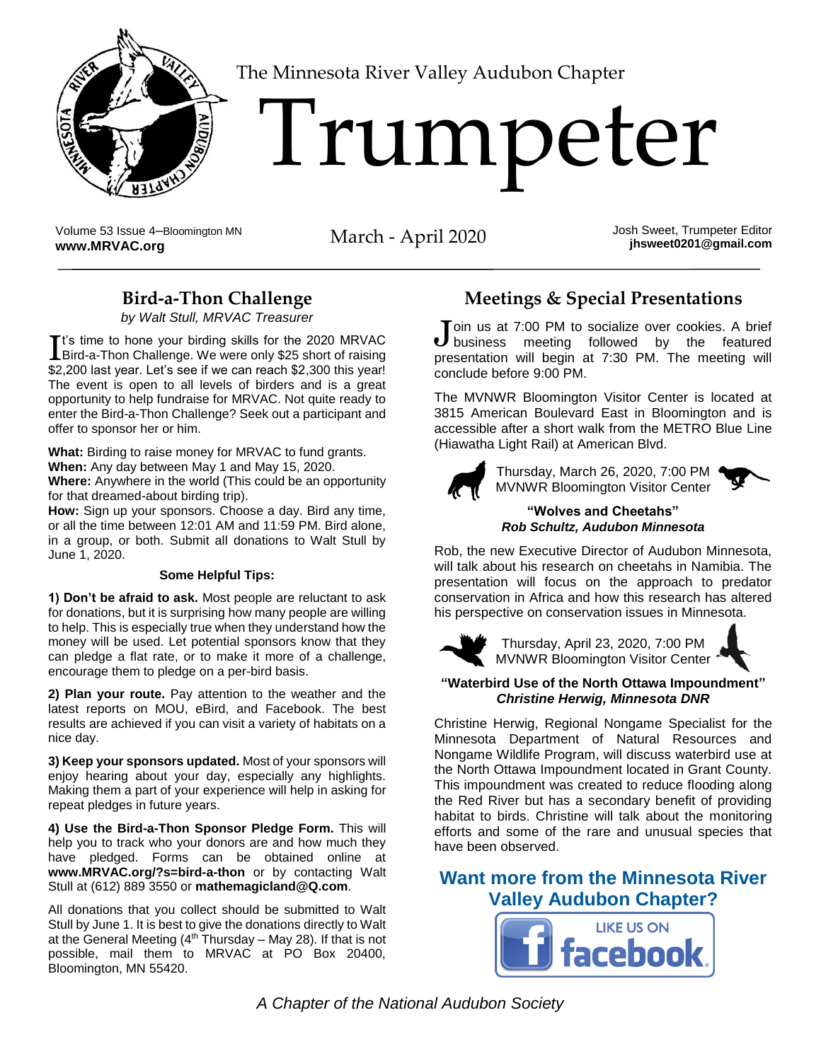The Minnesota River Valley Audubon Chapter

# Trumpeter

Volume 53 Issue 4–Bloomington MN
**www.MRVAC.org**

March - April 2020

Josh Sweet, Trumpeter Editor
**jhsweet0201@gmail.com**

## Bird-a-Thon Challenge

*by Walt Stull, MRVAC Treasurer*

It's time to hone your birding skills for the 2020 MRVAC Bird-a-Thon Challenge. We were only $25 short of raising $2,200 last year. Let's see if we can reach $2,300 this year! The event is open to all levels of birders and is a great opportunity to help fundraise for MRVAC. Not quite ready to enter the Bird-a-Thon Challenge? Seek out a participant and offer to sponsor her or him.

**What:** Birding to raise money for MRVAC to fund grants.
**When:** Any day between May 1 and May 15, 2020.
**Where:** Anywhere in the world (This could be an opportunity for that dreamed-about birding trip).
**How:** Sign up your sponsors. Choose a day. Bird any time, or all the time between 12:01 AM and 11:59 PM. Bird alone, in a group, or both. Submit all donations to Walt Stull by June 1, 2020.

#### Some Helpful Tips:

**1) Don't be afraid to ask.** Most people are reluctant to ask for donations, but it is surprising how many people are willing to help. This is especially true when they understand how the money will be used. Let potential sponsors know that they can pledge a flat rate, or to make it more of a challenge, encourage them to pledge on a per-bird basis.

**2) Plan your route.** Pay attention to the weather and the latest reports on MOU, eBird, and Facebook. The best results are achieved if you can visit a variety of habitats on a nice day.

**3) Keep your sponsors updated.** Most of your sponsors will enjoy hearing about your day, especially any highlights. Making them a part of your experience will help in asking for repeat pledges in future years.

**4) Use the Bird-a-Thon Sponsor Pledge Form.** This will help you to track who your donors are and how much they have pledged. Forms can be obtained online at **www.MRVAC.org/?s=bird-a-thon** or by contacting Walt Stull at (612) 889 3550 or **mathemagicland@Q.com**.

All donations that you collect should be submitted to Walt Stull by June 1. It is best to give the donations directly to Walt at the General Meeting (4th Thursday – May 28). If that is not possible, mail them to MRVAC at PO Box 20400, Bloomington, MN 55420.

## Meetings & Special Presentations

Join us at 7:00 PM to socialize over cookies. A brief business meeting followed by the featured presentation will begin at 7:30 PM. The meeting will conclude before 9:00 PM.

The MVNWR Bloomington Visitor Center is located at 3815 American Boulevard East in Bloomington and is accessible after a short walk from the METRO Blue Line (Hiawatha Light Rail) at American Blvd.

Thursday, March 26, 2020, 7:00 PM
MVNWR Bloomington Visitor Center

**"Wolves and Cheetahs"**
***Rob Schultz, Audubon Minnesota***

Rob, the new Executive Director of Audubon Minnesota, will talk about his research on cheetahs in Namibia. The presentation will focus on the approach to predator conservation in Africa and how this research has altered his perspective on conservation issues in Minnesota.

Thursday, April 23, 2020, 7:00 PM
MVNWR Bloomington Visitor Center

**"Waterbird Use of the North Ottawa Impoundment"**
***Christine Herwig, Minnesota DNR***

Christine Herwig, Regional Nongame Specialist for the Minnesota Department of Natural Resources and Nongame Wildlife Program, will discuss waterbird use at the North Ottawa Impoundment located in Grant County. This impoundment was created to reduce flooding along the Red River but has a secondary benefit of providing habitat to birds. Christine will talk about the monitoring efforts and some of the rare and unusual species that have been observed.

### Want more from the Minnesota River Valley Audubon Chapter?

LIKE US ON facebook

*A Chapter of the National Audubon Society*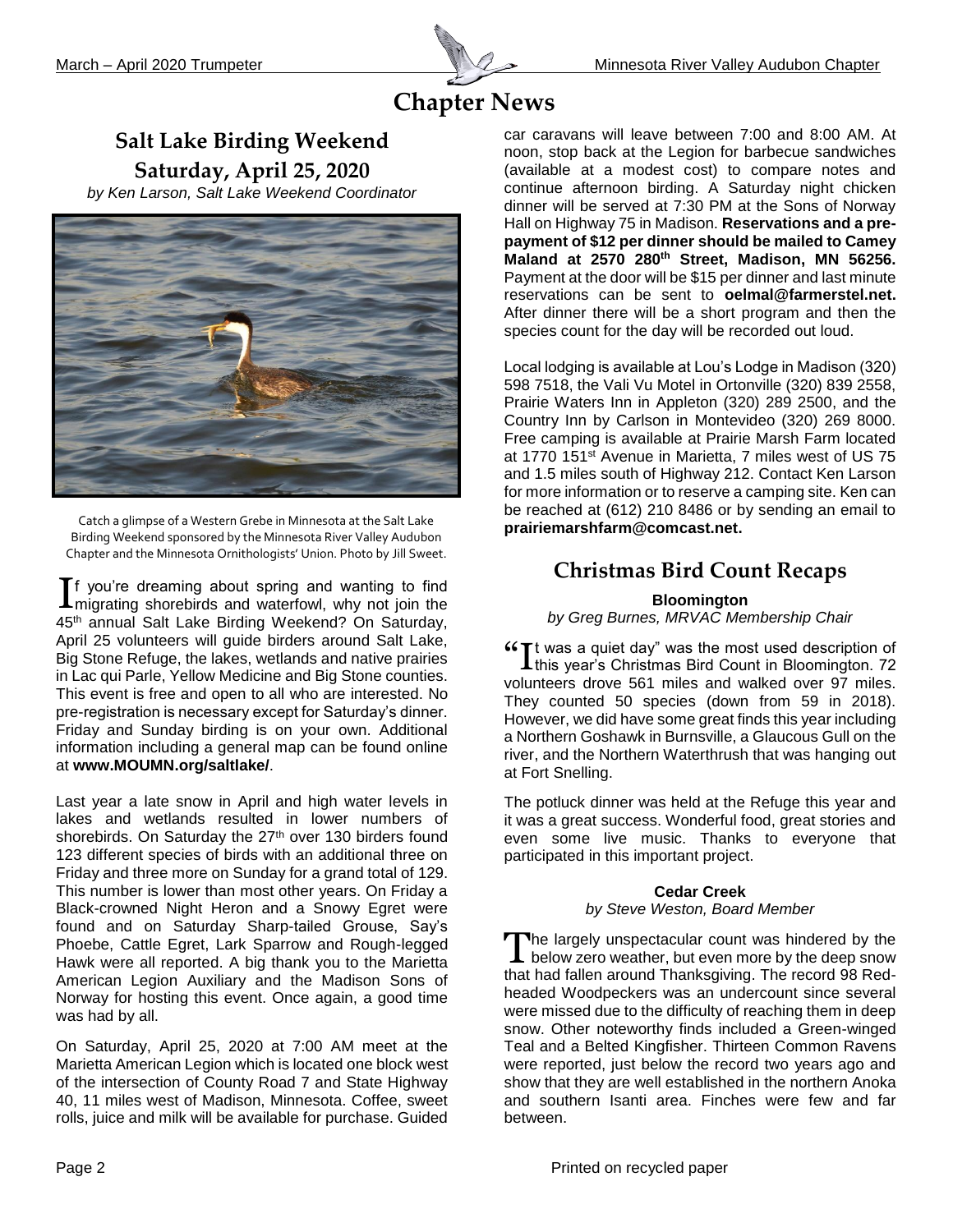# Chapter News

## Salt Lake Birding Weekend

## Saturday, April 25, 2020

*by Ken Larson, Salt Lake Weekend Coordinator*

Catch a glimpse of a Western Grebe in Minnesota at the Salt Lake Birding Weekend sponsored by the Minnesota River Valley Audubon Chapter and the Minnesota Ornithologists' Union. Photo by Jill Sweet.

If you're dreaming about spring and wanting to find migrating shorebirds and waterfowl, why not join the 45th annual Salt Lake Birding Weekend? On Saturday, April 25 volunteers will guide birders around Salt Lake, Big Stone Refuge, the lakes, wetlands and native prairies in Lac qui Parle, Yellow Medicine and Big Stone counties. This event is free and open to all who are interested. No pre-registration is necessary except for Saturday's dinner. Friday and Sunday birding is on your own. Additional information including a general map can be found online at **www.MOUMN.org/saltlake/**.

Last year a late snow in April and high water levels in lakes and wetlands resulted in lower numbers of shorebirds. On Saturday the 27th over 130 birders found 123 different species of birds with an additional three on Friday and three more on Sunday for a grand total of 129. This number is lower than most other years. On Friday a Black-crowned Night Heron and a Snowy Egret were found and on Saturday Sharp-tailed Grouse, Say's Phoebe, Cattle Egret, Lark Sparrow and Rough-legged Hawk were all reported. A big thank you to the Marietta American Legion Auxiliary and the Madison Sons of Norway for hosting this event. Once again, a good time was had by all.

On Saturday, April 25, 2020 at 7:00 AM meet at the Marietta American Legion which is located one block west of the intersection of County Road 7 and State Highway 40, 11 miles west of Madison, Minnesota. Coffee, sweet rolls, juice and milk will be available for purchase. Guided car caravans will leave between 7:00 and 8:00 AM. At noon, stop back at the Legion for barbecue sandwiches (available at a modest cost) to compare notes and continue afternoon birding. A Saturday night chicken dinner will be served at 7:30 PM at the Sons of Norway Hall on Highway 75 in Madison. **Reservations and a pre-payment of $12 per dinner should be mailed to Camey Maland at 2570 280th Street, Madison, MN 56256.** Payment at the door will be $15 per dinner and last minute reservations can be sent to **oelmal@farmerstel.net.** After dinner there will be a short program and then the species count for the day will be recorded out loud.

Local lodging is available at Lou's Lodge in Madison (320) 598 7518, the Vali Vu Motel in Ortonville (320) 839 2558, Prairie Waters Inn in Appleton (320) 289 2500, and the Country Inn by Carlson in Montevideo (320) 269 8000. Free camping is available at Prairie Marsh Farm located at 1770 151st Avenue in Marietta, 7 miles west of US 75 and 1.5 miles south of Highway 212. Contact Ken Larson for more information or to reserve a camping site. Ken can be reached at (612) 210 8486 or by sending an email to **prairiemarshfarm@comcast.net.**

## Christmas Bird Count Recaps

### Bloomington

*by Greg Burnes, MRVAC Membership Chair*

"It was a quiet day" was the most used description of this year's Christmas Bird Count in Bloomington. 72 volunteers drove 561 miles and walked over 97 miles. They counted 50 species (down from 59 in 2018). However, we did have some great finds this year including a Northern Goshawk in Burnsville, a Glaucous Gull on the river, and the Northern Waterthrush that was hanging out at Fort Snelling.

The potluck dinner was held at the Refuge this year and it was a great success. Wonderful food, great stories and even some live music. Thanks to everyone that participated in this important project.

### Cedar Creek

*by Steve Weston, Board Member*

The largely unspectacular count was hindered by the below zero weather, but even more by the deep snow that had fallen around Thanksgiving. The record 98 Red-headed Woodpeckers was an undercount since several were missed due to the difficulty of reaching them in deep snow. Other noteworthy finds included a Green-winged Teal and a Belted Kingfisher. Thirteen Common Ravens were reported, just below the record two years ago and show that they are well established in the northern Anoka and southern Isanti area. Finches were few and far between.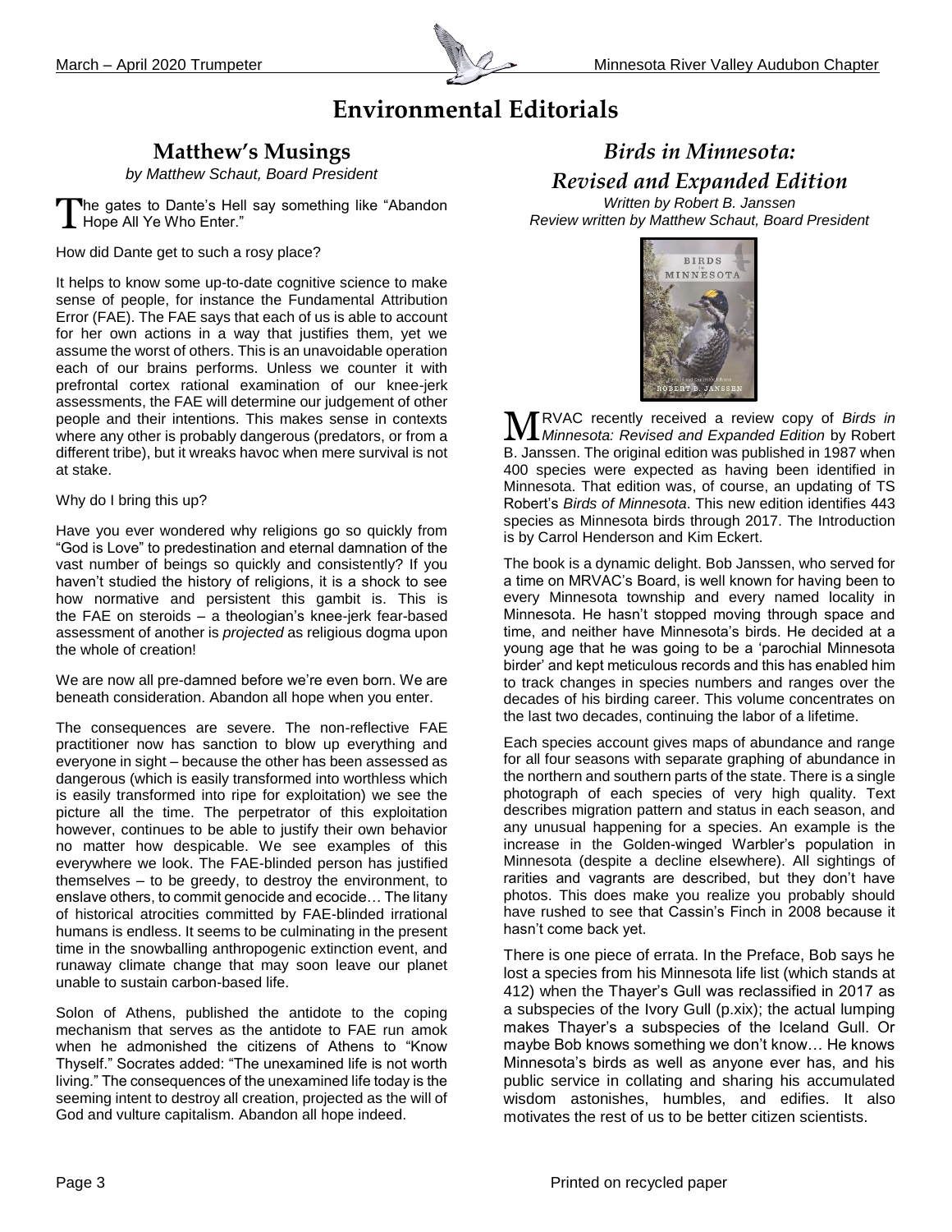// Environmental Editorials

## Matthew's Musings

*by Matthew Schaut, Board President*

The gates to Dante's Hell say something like "Abandon Hope All Ye Who Enter."

How did Dante get to such a rosy place?

It helps to know some up-to-date cognitive science to make sense of people, for instance the Fundamental Attribution Error (FAE). The FAE says that each of us is able to account for her own actions in a way that justifies them, yet we assume the worst of others. This is an unavoidable operation each of our brains performs. Unless we counter it with prefrontal cortex rational examination of our knee-jerk assessments, the FAE will determine our judgement of other people and their intentions. This makes sense in contexts where any other is probably dangerous (predators, or from a different tribe), but it wreaks havoc when mere survival is not at stake.

Why do I bring this up?

Have you ever wondered why religions go so quickly from "God is Love" to predestination and eternal damnation of the vast number of beings so quickly and consistently? If you haven't studied the history of religions, it is a shock to see how normative and persistent this gambit is. This is the FAE on steroids – a theologian's knee-jerk fear-based assessment of another is *projected* as religious dogma upon the whole of creation!

We are now all pre-damned before we're even born. We are beneath consideration. Abandon all hope when you enter.

The consequences are severe. The non-reflective FAE practitioner now has sanction to blow up everything and everyone in sight – because the other has been assessed as dangerous (which is easily transformed into worthless which is easily transformed into ripe for exploitation) we see the picture all the time. The perpetrator of this exploitation however, continues to be able to justify their own behavior no matter how despicable. We see examples of this everywhere we look. The FAE-blinded person has justified themselves – to be greedy, to destroy the environment, to enslave others, to commit genocide and ecocide… The litany of historical atrocities committed by FAE-blinded irrational humans is endless. It seems to be culminating in the present time in the snowballing anthropogenic extinction event, and runaway climate change that may soon leave our planet unable to sustain carbon-based life.

Solon of Athens, published the antidote to the coping mechanism that serves as the antidote to FAE run amok when he admonished the citizens of Athens to "Know Thyself." Socrates added: "The unexamined life is not worth living." The consequences of the unexamined life today is the seeming intent to destroy all creation, projected as the will of God and vulture capitalism. Abandon all hope indeed.

## *Birds in Minnesota: Revised and Expanded Edition*

*Written by Robert B. Janssen*
*Review written by Matthew Schaut, Board President*

MRVAC recently received a review copy of *Birds in Minnesota: Revised and Expanded Edition* by Robert B. Janssen. The original edition was published in 1987 when 400 species were expected as having been identified in Minnesota. That edition was, of course, an updating of TS Robert's *Birds of Minnesota*. This new edition identifies 443 species as Minnesota birds through 2017. The Introduction is by Carrol Henderson and Kim Eckert.

The book is a dynamic delight. Bob Janssen, who served for a time on MRVAC's Board, is well known for having been to every Minnesota township and every named locality in Minnesota. He hasn't stopped moving through space and time, and neither have Minnesota's birds. He decided at a young age that he was going to be a 'parochial Minnesota birder' and kept meticulous records and this has enabled him to track changes in species numbers and ranges over the decades of his birding career. This volume concentrates on the last two decades, continuing the labor of a lifetime.

Each species account gives maps of abundance and range for all four seasons with separate graphing of abundance in the northern and southern parts of the state. There is a single photograph of each species of very high quality. Text describes migration pattern and status in each season, and any unusual happening for a species. An example is the increase in the Golden-winged Warbler's population in Minnesota (despite a decline elsewhere). All sightings of rarities and vagrants are described, but they don't have photos. This does make you realize you probably should have rushed to see that Cassin's Finch in 2008 because it hasn't come back yet.

There is one piece of errata. In the Preface, Bob says he lost a species from his Minnesota life list (which stands at 412) when the Thayer's Gull was reclassified in 2017 as a subspecies of the Ivory Gull (p.xix); the actual lumping makes Thayer's a subspecies of the Iceland Gull. Or maybe Bob knows something we don't know… He knows Minnesota's birds as well as anyone ever has, and his public service in collating and sharing his accumulated wisdom astonishes, humbles, and edifies. It also motivates the rest of us to be better citizen scientists.

Printed on recycled paper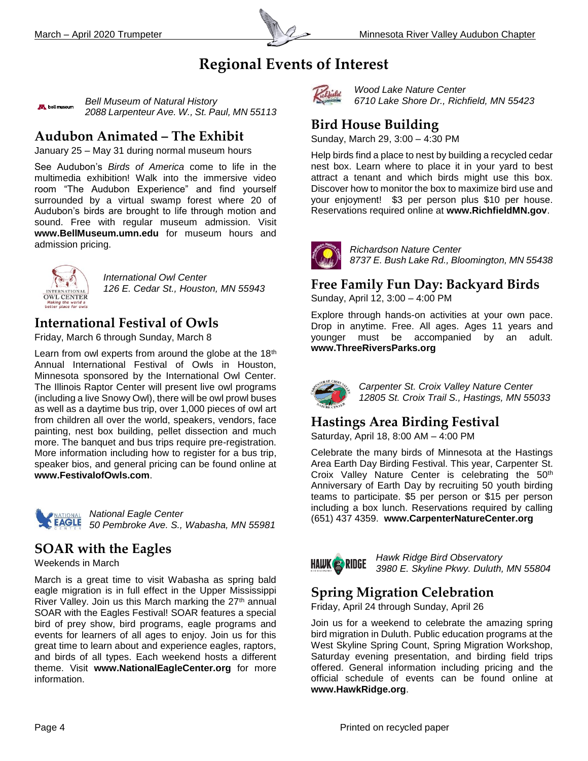# Regional Events of Interest

*Bell Museum of Natural History*
*2088 Larpenteur Ave. W., St. Paul, MN 55113*

## Audubon Animated – The Exhibit

January 25 – May 31 during normal museum hours

See Audubon's *Birds of America* come to life in the multimedia exhibition! Walk into the immersive video room "The Audubon Experience" and find yourself surrounded by a virtual swamp forest where 20 of Audubon's birds are brought to life through motion and sound. Free with regular museum admission. Visit **www.BellMuseum.umn.edu** for museum hours and admission pricing.

*International Owl Center*
*126 E. Cedar St., Houston, MN 55943*

## International Festival of Owls

Friday, March 6 through Sunday, March 8

Learn from owl experts from around the globe at the 18th Annual International Festival of Owls in Houston, Minnesota sponsored by the International Owl Center. The Illinois Raptor Center will present live owl programs (including a live Snowy Owl), there will be owl prowl buses as well as a daytime bus trip, over 1,000 pieces of owl art from children all over the world, speakers, vendors, face painting, nest box building, pellet dissection and much more. The banquet and bus trips require pre-registration. More information including how to register for a bus trip, speaker bios, and general pricing can be found online at **www.FestivalofOwls.com**.

*National Eagle Center*
*50 Pembroke Ave. S., Wabasha, MN 55981*

## SOAR with the Eagles

Weekends in March

March is a great time to visit Wabasha as spring bald eagle migration is in full effect in the Upper Mississippi River Valley. Join us this March marking the 27th annual SOAR with the Eagles Festival! SOAR features a special bird of prey show, bird programs, eagle programs and events for learners of all ages to enjoy. Join us for this great time to learn about and experience eagles, raptors, and birds of all types. Each weekend hosts a different theme. Visit **www.NationalEagleCenter.org** for more information.

*Wood Lake Nature Center*
*6710 Lake Shore Dr., Richfield, MN 55423*

## Bird House Building

Sunday, March 29, 3:00 – 4:30 PM

Help birds find a place to nest by building a recycled cedar nest box. Learn where to place it in your yard to best attract a tenant and which birds might use this box. Discover how to monitor the box to maximize bird use and your enjoyment! $3 per person plus $10 per house. Reservations required online at **www.RichfieldMN.gov**.

*Richardson Nature Center*
*8737 E. Bush Lake Rd., Bloomington, MN 55438*

## Free Family Fun Day: Backyard Birds

Sunday, April 12, 3:00 – 4:00 PM

Explore through hands-on activities at your own pace. Drop in anytime. Free. All ages. Ages 11 years and younger must be accompanied by an adult. **www.ThreeRiversParks.org**

*Carpenter St. Croix Valley Nature Center*
*12805 St. Croix Trail S., Hastings, MN 55033*

## Hastings Area Birding Festival

Saturday, April 18, 8:00 AM – 4:00 PM

Celebrate the many birds of Minnesota at the Hastings Area Earth Day Birding Festival. This year, Carpenter St. Croix Valley Nature Center is celebrating the 50th Anniversary of Earth Day by recruiting 50 youth birding teams to participate. $5 per person or $15 per person including a box lunch. Reservations required by calling (651) 437 4359. **www.CarpenterNatureCenter.org**

*Hawk Ridge Bird Observatory*
*3980 E. Skyline Pkwy. Duluth, MN 55804*

## Spring Migration Celebration

Friday, April 24 through Sunday, April 26

Join us for a weekend to celebrate the amazing spring bird migration in Duluth. Public education programs at the West Skyline Spring Count, Spring Migration Workshop, Saturday evening presentation, and birding field trips offered. General information including pricing and the official schedule of events can be found online at **www.HawkRidge.org**.

Printed on recycled paper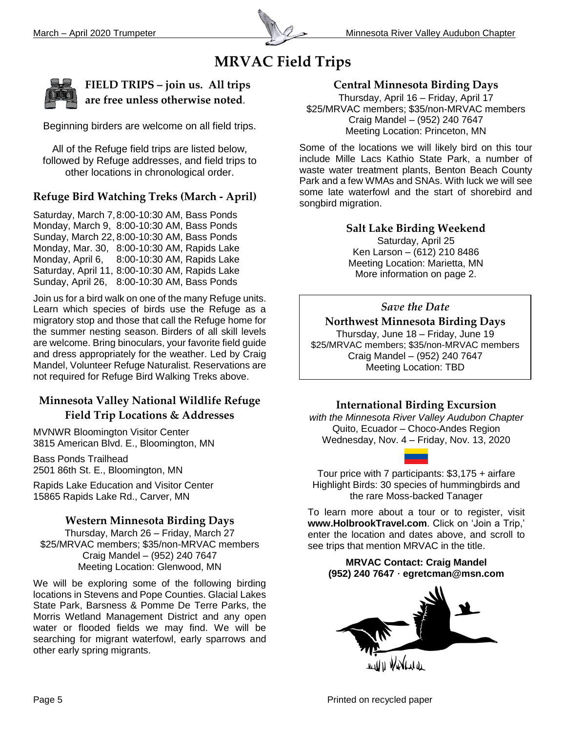# MRVAC Field Trips

**FIELD TRIPS – join us. All trips are free unless otherwise noted**.

Beginning birders are welcome on all field trips.

All of the Refuge field trips are listed below, followed by Refuge addresses, and field trips to other locations in chronological order.

## Refuge Bird Watching Treks (March - April)

Saturday, March 7, 8:00-10:30 AM, Bass Ponds
Monday, March 9, 8:00-10:30 AM, Bass Ponds
Sunday, March 22, 8:00-10:30 AM, Bass Ponds
Monday, Mar. 30, 8:00-10:30 AM, Rapids Lake
Monday, April 6, 8:00-10:30 AM, Rapids Lake
Saturday, April 11, 8:00-10:30 AM, Rapids Lake
Sunday, April 26, 8:00-10:30 AM, Bass Ponds

Join us for a bird walk on one of the many Refuge units. Learn which species of birds use the Refuge as a migratory stop and those that call the Refuge home for the summer nesting season. Birders of all skill levels are welcome. Bring binoculars, your favorite field guide and dress appropriately for the weather. Led by Craig Mandel, Volunteer Refuge Naturalist. Reservations are not required for Refuge Bird Walking Treks above.

## Minnesota Valley National Wildlife Refuge Field Trip Locations & Addresses

MVNWR Bloomington Visitor Center
3815 American Blvd. E., Bloomington, MN

Bass Ponds Trailhead
2501 86th St. E., Bloomington, MN

Rapids Lake Education and Visitor Center
15865 Rapids Lake Rd., Carver, MN

## Western Minnesota Birding Days

Thursday, March 26 – Friday, March 27
$25/MRVAC members; $35/non-MRVAC members
Craig Mandel – (952) 240 7647
Meeting Location: Glenwood, MN

We will be exploring some of the following birding locations in Stevens and Pope Counties. Glacial Lakes State Park, Barsness & Pomme De Terre Parks, the Morris Wetland Management District and any open water or flooded fields we may find. We will be searching for migrant waterfowl, early sparrows and other early spring migrants.

## Central Minnesota Birding Days

Thursday, April 16 – Friday, April 17
$25/MRVAC members; $35/non-MRVAC members
Craig Mandel – (952) 240 7647
Meeting Location: Princeton, MN

Some of the locations we will likely bird on this tour include Mille Lacs Kathio State Park, a number of waste water treatment plants, Benton Beach County Park and a few WMAs and SNAs. With luck we will see some late waterfowl and the start of shorebird and songbird migration.

## Salt Lake Birding Weekend

Saturday, April 25
Ken Larson – (612) 210 8486
Meeting Location: Marietta, MN
More information on page 2.

*Save the Date*

## Northwest Minnesota Birding Days

Thursday, June 18 – Friday, June 19
$25/MRVAC members; $35/non-MRVAC members
Craig Mandel – (952) 240 7647
Meeting Location: TBD

## International Birding Excursion

*with the Minnesota River Valley Audubon Chapter*
Quito, Ecuador – Choco-Andes Region
Wednesday, Nov. 4 – Friday, Nov. 13, 2020

Tour price with 7 participants: $3,175 + airfare
Highlight Birds: 30 species of hummingbirds and the rare Moss-backed Tanager

To learn more about a tour or to register, visit **www.HolbrookTravel.com**. Click on 'Join a Trip,' enter the location and dates above, and scroll to see trips that mention MRVAC in the title.

**MRVAC Contact: Craig Mandel**
**(952) 240 7647 · egretcman@msn.com**

Printed on recycled paper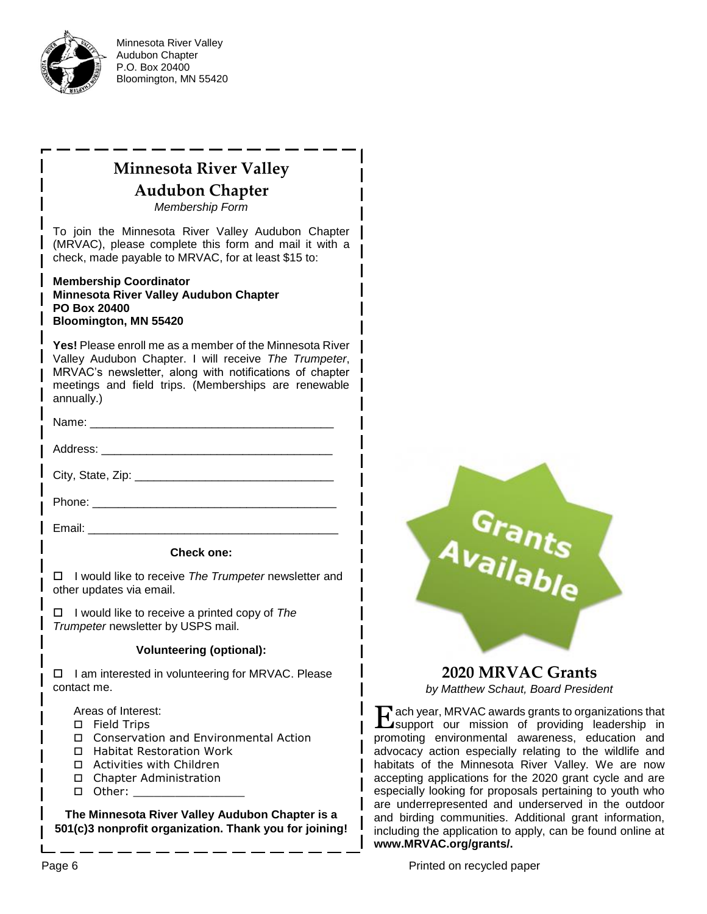Minnesota River Valley
Audubon Chapter
P.O. Box 20400
Bloomington, MN 55420

## Minnesota River Valley Audubon Chapter

*Membership Form*

To join the Minnesota River Valley Audubon Chapter (MRVAC), please complete this form and mail it with a check, made payable to MRVAC, for at least $15 to:

**Membership Coordinator**
**Minnesota River Valley Audubon Chapter**
**PO Box 20400**
**Bloomington, MN 55420**

**Yes!** Please enroll me as a member of the Minnesota River Valley Audubon Chapter. I will receive *The Trumpeter*, MRVAC's newsletter, along with notifications of chapter meetings and field trips. (Memberships are renewable annually.)

Name: ______________________________________

Address: ____________________________________

City, State, Zip: _______________________________

Phone: ______________________________________

Email: ______________________________________

**Check one:**

☐ I would like to receive *The Trumpeter* newsletter and other updates via email.

☐ I would like to receive a printed copy of *The Trumpeter* newsletter by USPS mail.

**Volunteering (optional):**

☐ I am interested in volunteering for MRVAC. Please contact me.

Areas of Interest:

- ☐ Field Trips
- ☐ Conservation and Environmental Action
- ☐ Habitat Restoration Work
- ☐ Activities with Children
- ☐ Chapter Administration
- ☐ Other: _________________

**The Minnesota River Valley Audubon Chapter is a 501(c)3 nonprofit organization. Thank you for joining!**

Grants Available

## 2020 MRVAC Grants

*by Matthew Schaut, Board President*

Each year, MRVAC awards grants to organizations that support our mission of providing leadership in promoting environmental awareness, education and advocacy action especially relating to the wildlife and habitats of the Minnesota River Valley. We are now accepting applications for the 2020 grant cycle and are especially looking for proposals pertaining to youth who are underrepresented and underserved in the outdoor and birding communities. Additional grant information, including the application to apply, can be found online at **www.MRVAC.org/grants/.**

Printed on recycled paper